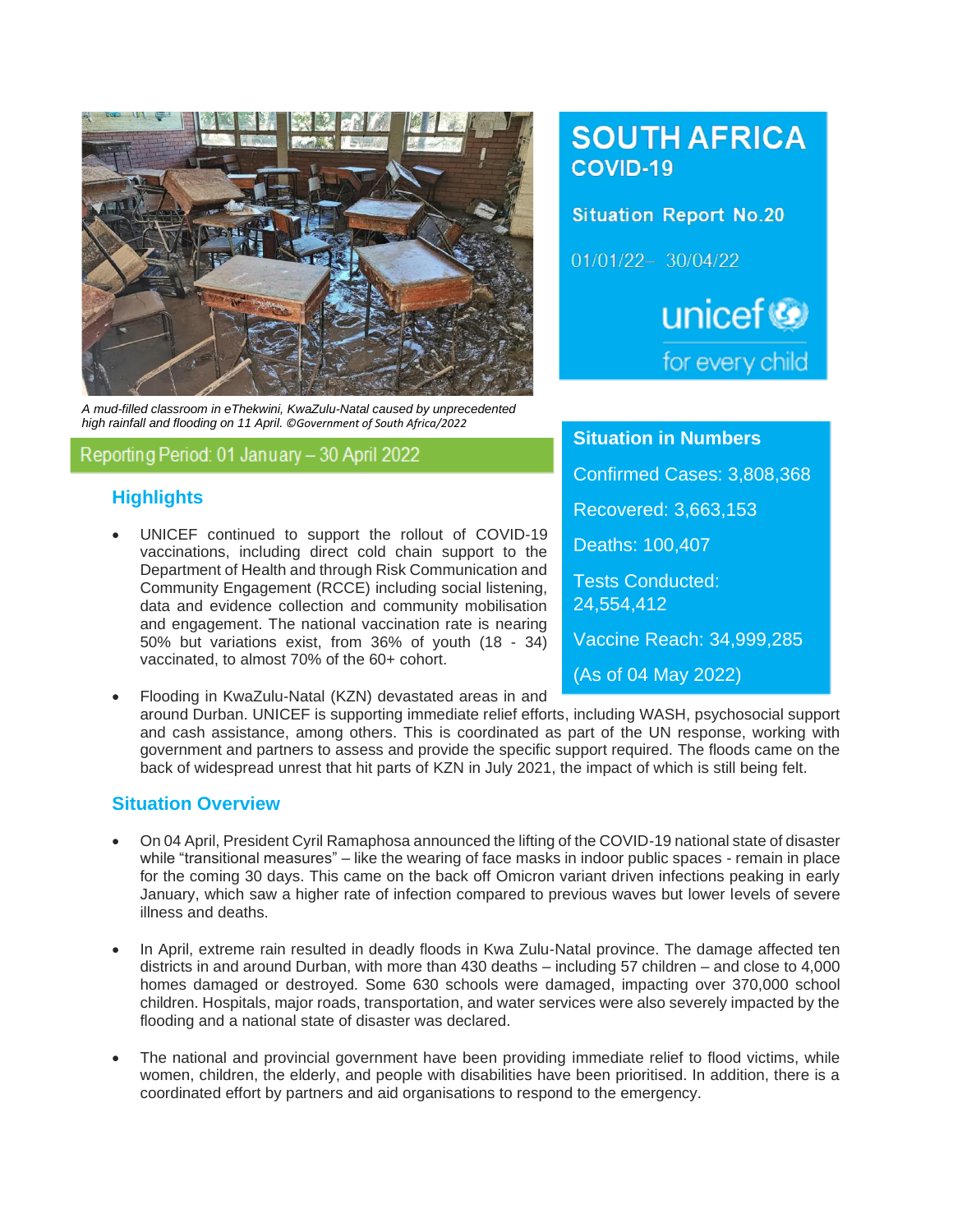A mud-filled classroom in eThekwini, KwaZulu-Natal caused by unprecedented high rainfall and flooding on 11 April. *©Government of South Africa/2022*

# SOUTH AFRICA
## COVID-19

**Situation Report No.20**

01/01/22– 30/04/22

unicef
for every child

**Reporting Period: 01 January – 30 April 2022**

### Situation in Numbers

Confirmed Cases: 3,808,368

Recovered: 3,663,153

Deaths: 100,407

Tests Conducted: 24,554,412

Vaccine Reach: 34,999,285

(As of 04 May 2022)

## Highlights

- UNICEF continued to support the rollout of COVID-19 vaccinations, including direct cold chain support to the Department of Health and through Risk Communication and Community Engagement (RCCE) including social listening, data and evidence collection and community mobilisation and engagement. The national vaccination rate is nearing 50% but variations exist, from 36% of youth (18 - 34) vaccinated, to almost 70% of the 60+ cohort.

- Flooding in KwaZulu-Natal (KZN) devastated areas in and around Durban. UNICEF is supporting immediate relief efforts, including WASH, psychosocial support and cash assistance, among others. This is coordinated as part of the UN response, working with government and partners to assess and provide the specific support required. The floods came on the back of widespread unrest that hit parts of KZN in July 2021, the impact of which is still being felt.

## Situation Overview

- On 04 April, President Cyril Ramaphosa announced the lifting of the COVID-19 national state of disaster while "transitional measures" – like the wearing of face masks in indoor public spaces - remain in place for the coming 30 days. This came on the back off Omicron variant driven infections peaking in early January, which saw a higher rate of infection compared to previous waves but lower levels of severe illness and deaths.

- In April, extreme rain resulted in deadly floods in Kwa Zulu-Natal province. The damage affected ten districts in and around Durban, with more than 430 deaths – including 57 children – and close to 4,000 homes damaged or destroyed. Some 630 schools were damaged, impacting over 370,000 school children. Hospitals, major roads, transportation, and water services were also severely impacted by the flooding and a national state of disaster was declared.

- The national and provincial government have been providing immediate relief to flood victims, while women, children, the elderly, and people with disabilities have been prioritised. In addition, there is a coordinated effort by partners and aid organisations to respond to the emergency.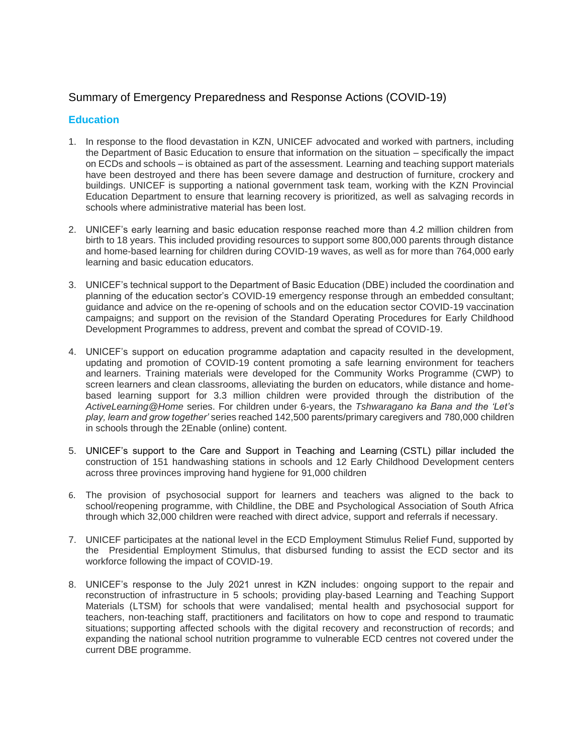Summary of Emergency Preparedness and Response Actions (COVID-19)

## Education

1. In response to the flood devastation in KZN, UNICEF advocated and worked with partners, including the Department of Basic Education to ensure that information on the situation – specifically the impact on ECDs and schools – is obtained as part of the assessment. Learning and teaching support materials have been destroyed and there has been severe damage and destruction of furniture, crockery and buildings. UNICEF is supporting a national government task team, working with the KZN Provincial Education Department to ensure that learning recovery is prioritized, as well as salvaging records in schools where administrative material has been lost.

2. UNICEF's early learning and basic education response reached more than 4.2 million children from birth to 18 years. This included providing resources to support some 800,000 parents through distance and home-based learning for children during COVID-19 waves, as well as for more than 764,000 early learning and basic education educators.

3. UNICEF's technical support to the Department of Basic Education (DBE) included the coordination and planning of the education sector's COVID-19 emergency response through an embedded consultant; guidance and advice on the re-opening of schools and on the education sector COVID-19 vaccination campaigns; and support on the revision of the Standard Operating Procedures for Early Childhood Development Programmes to address, prevent and combat the spread of COVID-19.

4. UNICEF's support on education programme adaptation and capacity resulted in the development, updating and promotion of COVID-19 content promoting a safe learning environment for teachers and learners. Training materials were developed for the Community Works Programme (CWP) to screen learners and clean classrooms, alleviating the burden on educators, while distance and home-based learning support for 3.3 million children were provided through the distribution of the *ActiveLearning@Home* series. For children under 6-years, the *Tshwaragano ka Bana and the 'Let's play, learn and grow together'* series reached 142,500 parents/primary caregivers and 780,000 children in schools through the 2Enable (online) content.

5. UNICEF's support to the Care and Support in Teaching and Learning (CSTL) pillar included the construction of 151 handwashing stations in schools and 12 Early Childhood Development centers across three provinces improving hand hygiene for 91,000 children

6. The provision of psychosocial support for learners and teachers was aligned to the back to school/reopening programme, with Childline, the DBE and Psychological Association of South Africa through which 32,000 children were reached with direct advice, support and referrals if necessary.

7. UNICEF participates at the national level in the ECD Employment Stimulus Relief Fund, supported by the Presidential Employment Stimulus, that disbursed funding to assist the ECD sector and its workforce following the impact of COVID-19.

8. UNICEF's response to the July 2021 unrest in KZN includes: ongoing support to the repair and reconstruction of infrastructure in 5 schools; providing play-based Learning and Teaching Support Materials (LTSM) for schools that were vandalised; mental health and psychosocial support for teachers, non-teaching staff, practitioners and facilitators on how to cope and respond to traumatic situations; supporting affected schools with the digital recovery and reconstruction of records; and expanding the national school nutrition programme to vulnerable ECD centres not covered under the current DBE programme.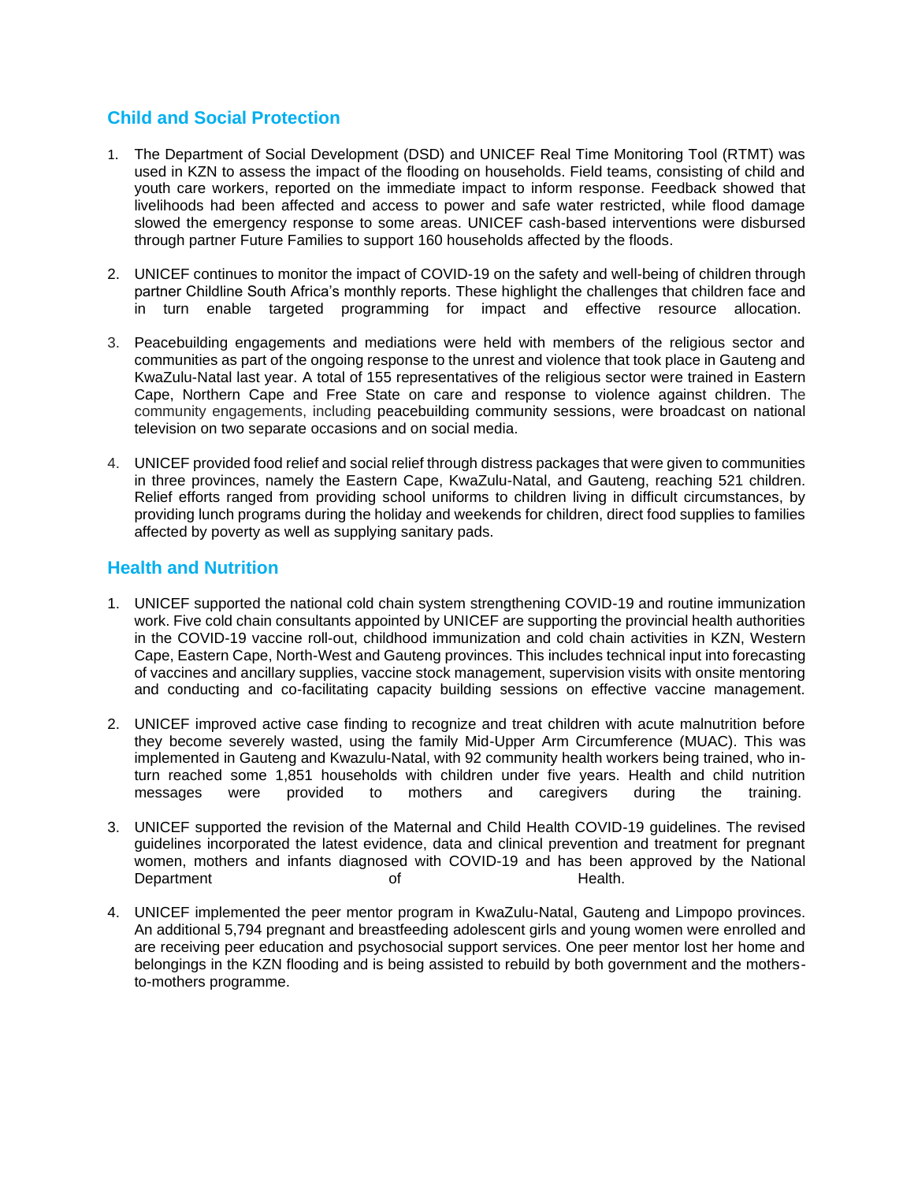## Child and Social Protection

1. The Department of Social Development (DSD) and UNICEF Real Time Monitoring Tool (RTMT) was used in KZN to assess the impact of the flooding on households. Field teams, consisting of child and youth care workers, reported on the immediate impact to inform response. Feedback showed that livelihoods had been affected and access to power and safe water restricted, while flood damage slowed the emergency response to some areas. UNICEF cash-based interventions were disbursed through partner Future Families to support 160 households affected by the floods.

2. UNICEF continues to monitor the impact of COVID-19 on the safety and well-being of children through partner Childline South Africa's monthly reports. These highlight the challenges that children face and in turn enable targeted programming for impact and effective resource allocation.

3. Peacebuilding engagements and mediations were held with members of the religious sector and communities as part of the ongoing response to the unrest and violence that took place in Gauteng and KwaZulu-Natal last year. A total of 155 representatives of the religious sector were trained in Eastern Cape, Northern Cape and Free State on care and response to violence against children. The community engagements, including peacebuilding community sessions, were broadcast on national television on two separate occasions and on social media.

4. UNICEF provided food relief and social relief through distress packages that were given to communities in three provinces, namely the Eastern Cape, KwaZulu-Natal, and Gauteng, reaching 521 children. Relief efforts ranged from providing school uniforms to children living in difficult circumstances, by providing lunch programs during the holiday and weekends for children, direct food supplies to families affected by poverty as well as supplying sanitary pads.

## Health and Nutrition

1. UNICEF supported the national cold chain system strengthening COVID-19 and routine immunization work. Five cold chain consultants appointed by UNICEF are supporting the provincial health authorities in the COVID-19 vaccine roll-out, childhood immunization and cold chain activities in KZN, Western Cape, Eastern Cape, North-West and Gauteng provinces. This includes technical input into forecasting of vaccines and ancillary supplies, vaccine stock management, supervision visits with onsite mentoring and conducting and co-facilitating capacity building sessions on effective vaccine management.

2. UNICEF improved active case finding to recognize and treat children with acute malnutrition before they become severely wasted, using the family Mid-Upper Arm Circumference (MUAC). This was implemented in Gauteng and Kwazulu-Natal, with 92 community health workers being trained, who in-turn reached some 1,851 households with children under five years. Health and child nutrition messages were provided to mothers and caregivers during the training.

3. UNICEF supported the revision of the Maternal and Child Health COVID-19 guidelines. The revised guidelines incorporated the latest evidence, data and clinical prevention and treatment for pregnant women, mothers and infants diagnosed with COVID-19 and has been approved by the National Department of Health.

4. UNICEF implemented the peer mentor program in KwaZulu-Natal, Gauteng and Limpopo provinces. An additional 5,794 pregnant and breastfeeding adolescent girls and young women were enrolled and are receiving peer education and psychosocial support services. One peer mentor lost her home and belongings in the KZN flooding and is being assisted to rebuild by both government and the mothers-to-mothers programme.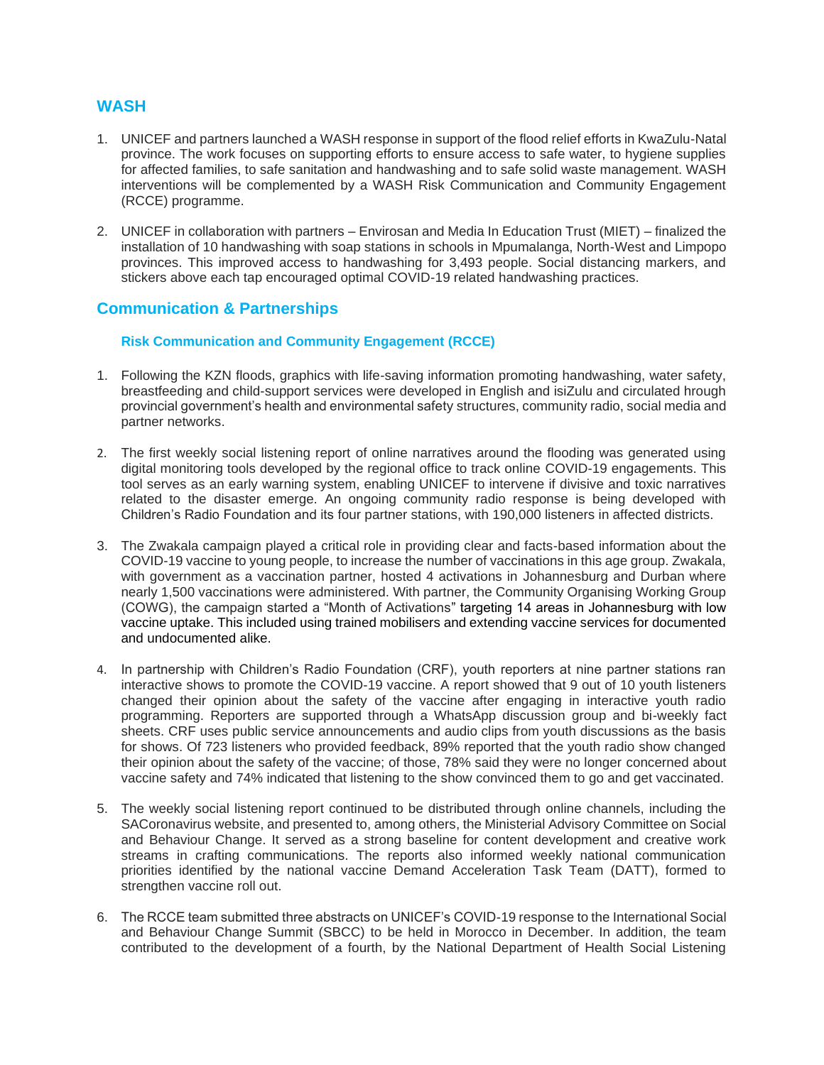## WASH

1. UNICEF and partners launched a WASH response in support of the flood relief efforts in KwaZulu-Natal province. The work focuses on supporting efforts to ensure access to safe water, to hygiene supplies for affected families, to safe sanitation and handwashing and to safe solid waste management. WASH interventions will be complemented by a WASH Risk Communication and Community Engagement (RCCE) programme.

2. UNICEF in collaboration with partners – Envirosan and Media In Education Trust (MIET) – finalized the installation of 10 handwashing with soap stations in schools in Mpumalanga, North-West and Limpopo provinces. This improved access to handwashing for 3,493 people. Social distancing markers, and stickers above each tap encouraged optimal COVID-19 related handwashing practices.

## Communication & Partnerships

### Risk Communication and Community Engagement (RCCE)

1. Following the KZN floods, graphics with life-saving information promoting handwashing, water safety, breastfeeding and child-support services were developed in English and isiZulu and circulated hrough provincial government's health and environmental safety structures, community radio, social media and partner networks.

2. The first weekly social listening report of online narratives around the flooding was generated using digital monitoring tools developed by the regional office to track online COVID-19 engagements. This tool serves as an early warning system, enabling UNICEF to intervene if divisive and toxic narratives related to the disaster emerge. An ongoing community radio response is being developed with Children's Radio Foundation and its four partner stations, with 190,000 listeners in affected districts.

3. The Zwakala campaign played a critical role in providing clear and facts-based information about the COVID-19 vaccine to young people, to increase the number of vaccinations in this age group. Zwakala, with government as a vaccination partner, hosted 4 activations in Johannesburg and Durban where nearly 1,500 vaccinations were administered. With partner, the Community Organising Working Group (COWG), the campaign started a "Month of Activations" targeting 14 areas in Johannesburg with low vaccine uptake. This included using trained mobilisers and extending vaccine services for documented and undocumented alike.

4. In partnership with Children's Radio Foundation (CRF), youth reporters at nine partner stations ran interactive shows to promote the COVID-19 vaccine. A report showed that 9 out of 10 youth listeners changed their opinion about the safety of the vaccine after engaging in interactive youth radio programming. Reporters are supported through a WhatsApp discussion group and bi-weekly fact sheets. CRF uses public service announcements and audio clips from youth discussions as the basis for shows. Of 723 listeners who provided feedback, 89% reported that the youth radio show changed their opinion about the safety of the vaccine; of those, 78% said they were no longer concerned about vaccine safety and 74% indicated that listening to the show convinced them to go and get vaccinated.

5. The weekly social listening report continued to be distributed through online channels, including the SACoronavirus website, and presented to, among others, the Ministerial Advisory Committee on Social and Behaviour Change. It served as a strong baseline for content development and creative work streams in crafting communications. The reports also informed weekly national communication priorities identified by the national vaccine Demand Acceleration Task Team (DATT), formed to strengthen vaccine roll out.

6. The RCCE team submitted three abstracts on UNICEF's COVID-19 response to the International Social and Behaviour Change Summit (SBCC) to be held in Morocco in December. In addition, the team contributed to the development of a fourth, by the National Department of Health Social Listening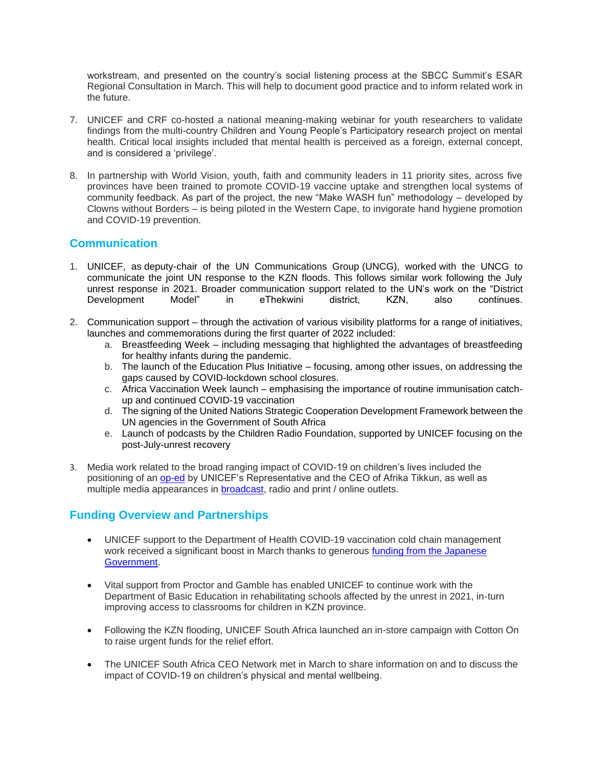workstream, and presented on the country's social listening process at the SBCC Summit's ESAR Regional Consultation in March. This will help to document good practice and to inform related work in the future.

7. UNICEF and CRF co-hosted a national meaning-making webinar for youth researchers to validate findings from the multi-country Children and Young People's Participatory research project on mental health. Critical local insights included that mental health is perceived as a foreign, external concept, and is considered a 'privilege'.

8. In partnership with World Vision, youth, faith and community leaders in 11 priority sites, across five provinces have been trained to promote COVID-19 vaccine uptake and strengthen local systems of community feedback. As part of the project, the new "Make WASH fun" methodology – developed by Clowns without Borders – is being piloted in the Western Cape, to invigorate hand hygiene promotion and COVID-19 prevention.

## Communication

1. UNICEF, as deputy-chair of the UN Communications Group (UNCG), worked with the UNCG to communicate the joint UN response to the KZN floods. This follows similar work following the July unrest response in 2021. Broader communication support related to the UN's work on the "District Development Model" in eThekwini district, KZN, also continues.

2. Communication support – through the activation of various visibility platforms for a range of initiatives, launches and commemorations during the first quarter of 2022 included:
   a. Breastfeeding Week – including messaging that highlighted the advantages of breastfeeding for healthy infants during the pandemic.
   b. The launch of the Education Plus Initiative – focusing, among other issues, on addressing the gaps caused by COVID-lockdown school closures.
   c. Africa Vaccination Week launch – emphasising the importance of routine immunisation catch-up and continued COVID-19 vaccination
   d. The signing of the United Nations Strategic Cooperation Development Framework between the UN agencies in the Government of South Africa
   e. Launch of podcasts by the Children Radio Foundation, supported by UNICEF focusing on the post-July-unrest recovery

3. Media work related to the broad ranging impact of COVID-19 on children's lives included the positioning of an op-ed by UNICEF's Representative and the CEO of Afrika Tikkun, as well as multiple media appearances in broadcast, radio and print / online outlets.

## Funding Overview and Partnerships

- UNICEF support to the Department of Health COVID-19 vaccination cold chain management work received a significant boost in March thanks to generous funding from the Japanese Government.

- Vital support from Proctor and Gamble has enabled UNICEF to continue work with the Department of Basic Education in rehabilitating schools affected by the unrest in 2021, in-turn improving access to classrooms for children in KZN province.

- Following the KZN flooding, UNICEF South Africa launched an in-store campaign with Cotton On to raise urgent funds for the relief effort.

- The UNICEF South Africa CEO Network met in March to share information on and to discuss the impact of COVID-19 on children's physical and mental wellbeing.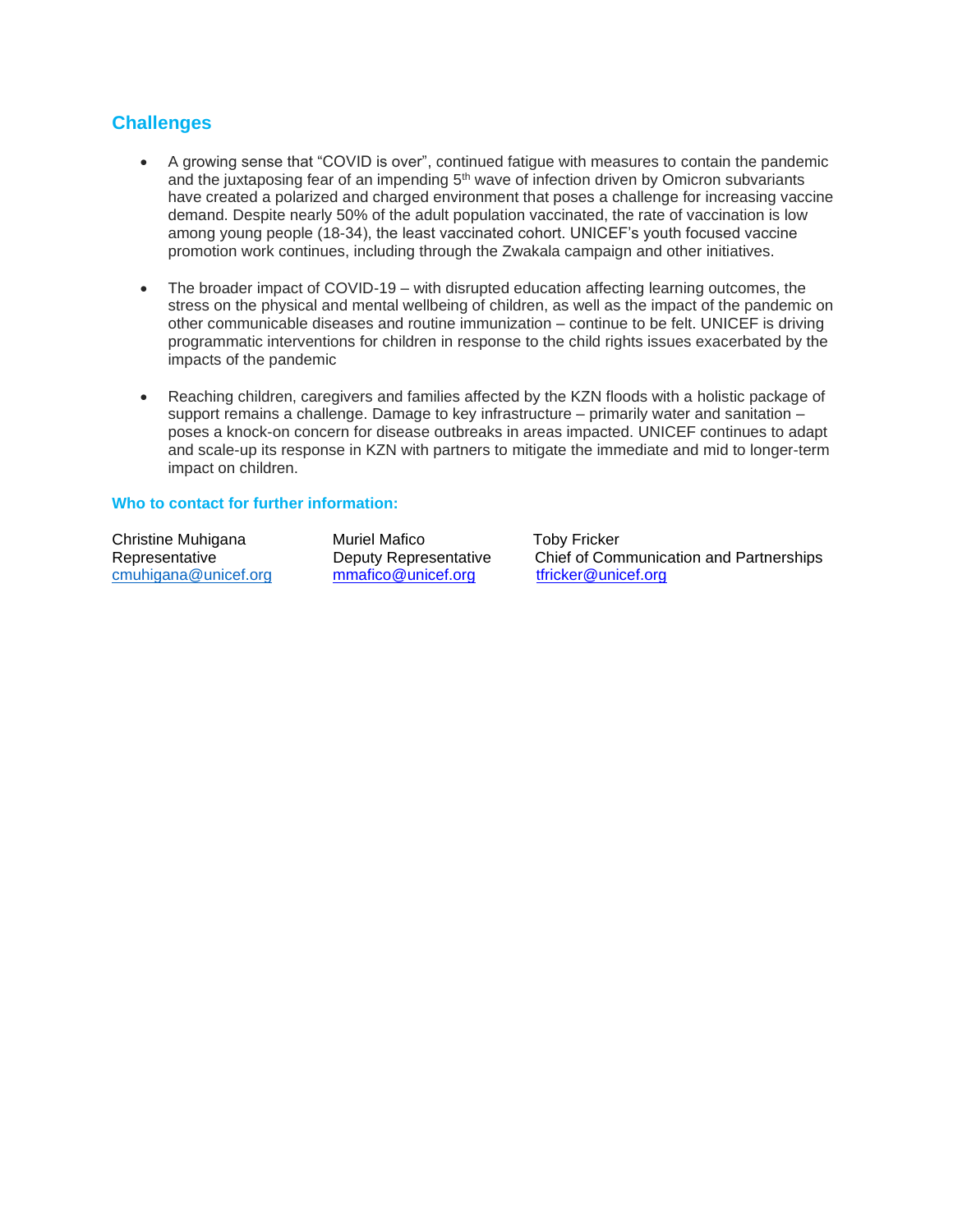## Challenges

- A growing sense that "COVID is over", continued fatigue with measures to contain the pandemic and the juxtaposing fear of an impending 5th wave of infection driven by Omicron subvariants have created a polarized and charged environment that poses a challenge for increasing vaccine demand. Despite nearly 50% of the adult population vaccinated, the rate of vaccination is low among young people (18-34), the least vaccinated cohort. UNICEF's youth focused vaccine promotion work continues, including through the Zwakala campaign and other initiatives.

- The broader impact of COVID-19 – with disrupted education affecting learning outcomes, the stress on the physical and mental wellbeing of children, as well as the impact of the pandemic on other communicable diseases and routine immunization – continue to be felt. UNICEF is driving programmatic interventions for children in response to the child rights issues exacerbated by the impacts of the pandemic

- Reaching children, caregivers and families affected by the KZN floods with a holistic package of support remains a challenge. Damage to key infrastructure – primarily water and sanitation – poses a knock-on concern for disease outbreaks in areas impacted. UNICEF continues to adapt and scale-up its response in KZN with partners to mitigate the immediate and mid to longer-term impact on children.

### Who to contact for further information:

Christine Muhigana
Representative
cmuhigana@unicef.org

Muriel Mafico
Deputy Representative
mmafico@unicef.org

Toby Fricker
Chief of Communication and Partnerships
tfricker@unicef.org